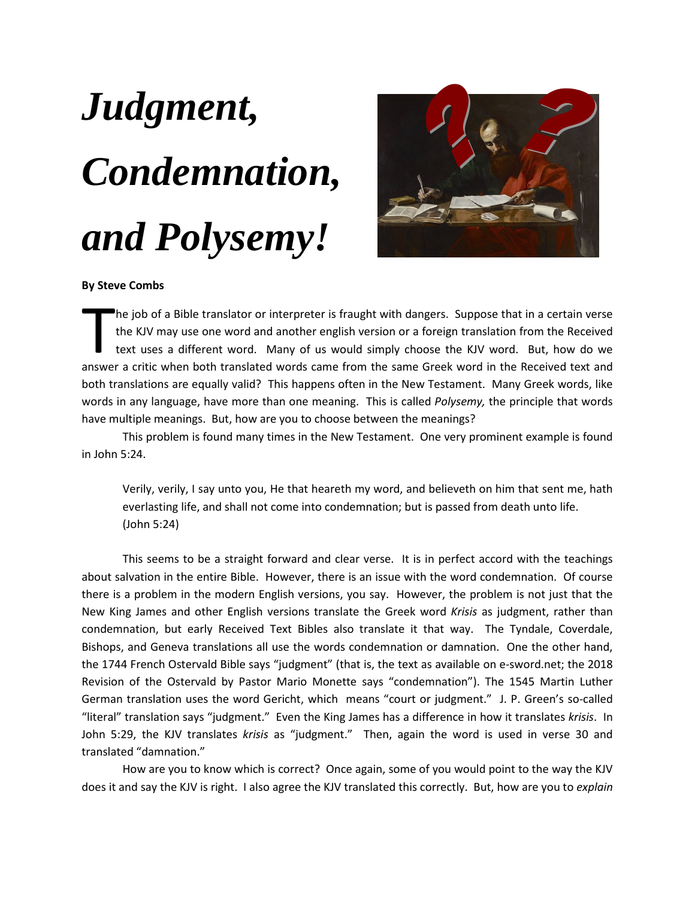# *Judgment, Condemnation, and Polysemy!*

**By Steve Combs**

The job of a Bible translator or interpreter is fraught with dangers. Suppose that in a certain verse the KJV may use one word and another english version or a foreign translation from the Received text uses a different word. Many of us would simply choose the KJV word. But, how do we answer a critic when both translated words came from the same Greek word in the Received text and both translations are equally valid? This happens often in the New Testament. Many Greek words, like words in any language, have more than one meaning. This is called *Polysemy,* the principle that words have multiple meanings. But, how are you to choose between the meanings?

This problem is found many times in the New Testament. One very prominent example is found in John 5:24.

> Verily, verily, I say unto you, He that heareth my word, and believeth on him that sent me, hath everlasting life, and shall not come into condemnation; but is passed from death unto life. (John 5:24)

This seems to be a straight forward and clear verse. It is in perfect accord with the teachings about salvation in the entire Bible. However, there is an issue with the word condemnation. Of course there is a problem in the modern English versions, you say. However, the problem is not just that the New King James and other English versions translate the Greek word *Krisis* as judgment, rather than condemnation, but early Received Text Bibles also translate it that way. The Tyndale, Coverdale, Bishops, and Geneva translations all use the words condemnation or damnation. One the other hand, the 1744 French Ostervald Bible says "judgment" (that is, the text as available on e-sword.net; the 2018 Revision of the Ostervald by Pastor Mario Monette says "condemnation"). The 1545 Martin Luther German translation uses the word Gericht, which means "court or judgment." J. P. Green's so-called "literal" translation says "judgment." Even the King James has a difference in how it translates *krisis*. In John 5:29, the KJV translates *krisis* as "judgment." Then, again the word is used in verse 30 and translated "damnation."

How are you to know which is correct? Once again, some of you would point to the way the KJV does it and say the KJV is right. I also agree the KJV translated this correctly. But, how are you to *explain*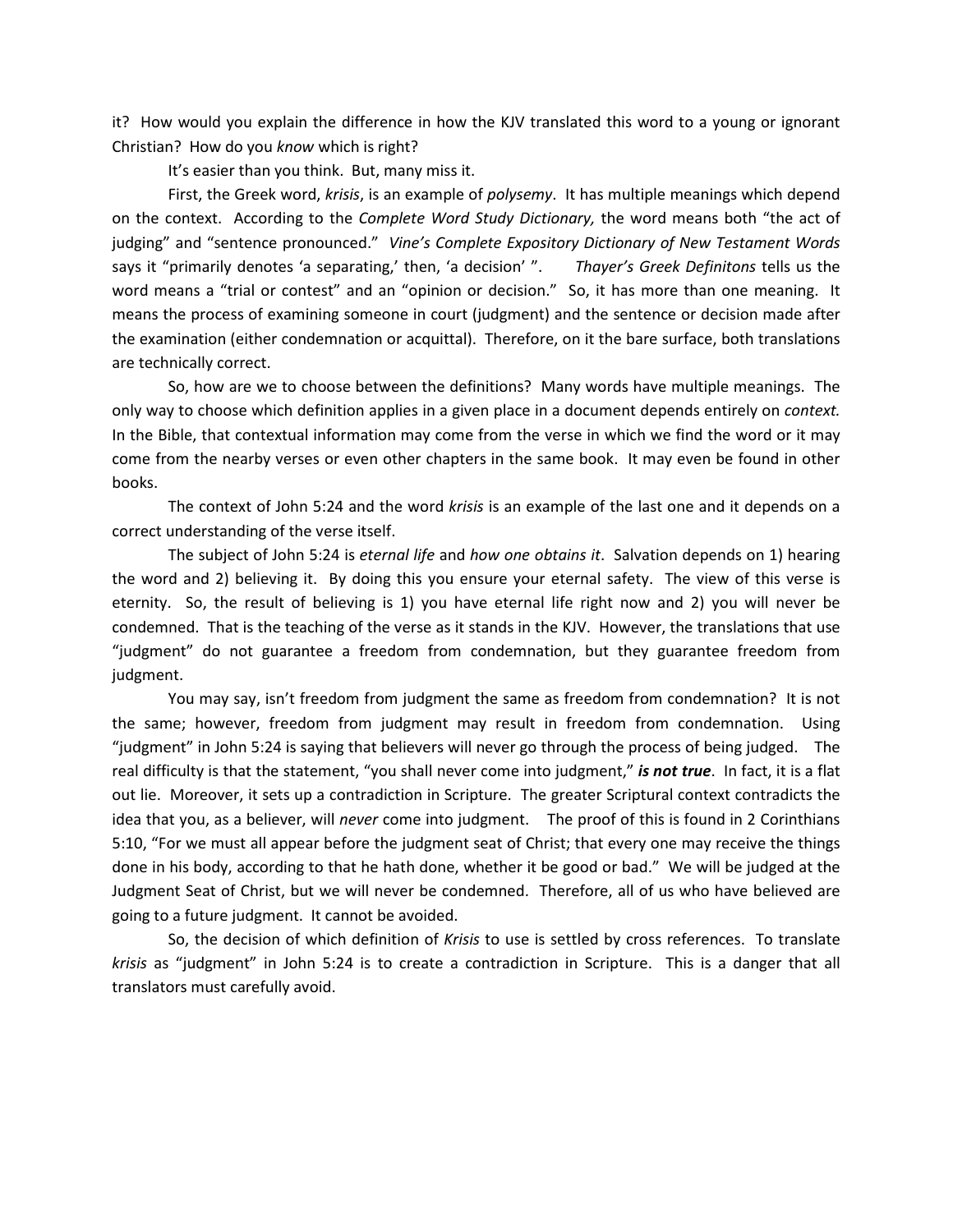it? How would you explain the difference in how the KJV translated this word to a young or ignorant Christian? How do you *know* which is right?

It's easier than you think. But, many miss it.

First, the Greek word, *krisis*, is an example of *polysemy*. It has multiple meanings which depend on the context. According to the *Complete Word Study Dictionary,* the word means both "the act of judging" and "sentence pronounced." *Vine's Complete Expository Dictionary of New Testament Words* says it "primarily denotes 'a separating,' then, 'a decision' ". *Thayer's Greek Definitons* tells us the word means a "trial or contest" and an "opinion or decision." So, it has more than one meaning. It means the process of examining someone in court (judgment) and the sentence or decision made after the examination (either condemnation or acquittal). Therefore, on it the bare surface, both translations are technically correct.

So, how are we to choose between the definitions? Many words have multiple meanings. The only way to choose which definition applies in a given place in a document depends entirely on *context.* In the Bible, that contextual information may come from the verse in which we find the word or it may come from the nearby verses or even other chapters in the same book. It may even be found in other books.

The context of John 5:24 and the word *krisis* is an example of the last one and it depends on a correct understanding of the verse itself.

The subject of John 5:24 is *eternal life* and *how one obtains it*. Salvation depends on 1) hearing the word and 2) believing it. By doing this you ensure your eternal safety. The view of this verse is eternity. So, the result of believing is 1) you have eternal life right now and 2) you will never be condemned. That is the teaching of the verse as it stands in the KJV. However, the translations that use "judgment" do not guarantee a freedom from condemnation, but they guarantee freedom from judgment.

You may say, isn't freedom from judgment the same as freedom from condemnation? It is not the same; however, freedom from judgment may result in freedom from condemnation. Using "judgment" in John 5:24 is saying that believers will never go through the process of being judged. The real difficulty is that the statement, "you shall never come into judgment," ***is not true***. In fact, it is a flat out lie. Moreover, it sets up a contradiction in Scripture. The greater Scriptural context contradicts the idea that you, as a believer, will *never* come into judgment. The proof of this is found in 2 Corinthians 5:10, "For we must all appear before the judgment seat of Christ; that every one may receive the things done in his body, according to that he hath done, whether it be good or bad." We will be judged at the Judgment Seat of Christ, but we will never be condemned. Therefore, all of us who have believed are going to a future judgment. It cannot be avoided.

So, the decision of which definition of *Krisis* to use is settled by cross references. To translate *krisis* as "judgment" in John 5:24 is to create a contradiction in Scripture. This is a danger that all translators must carefully avoid.